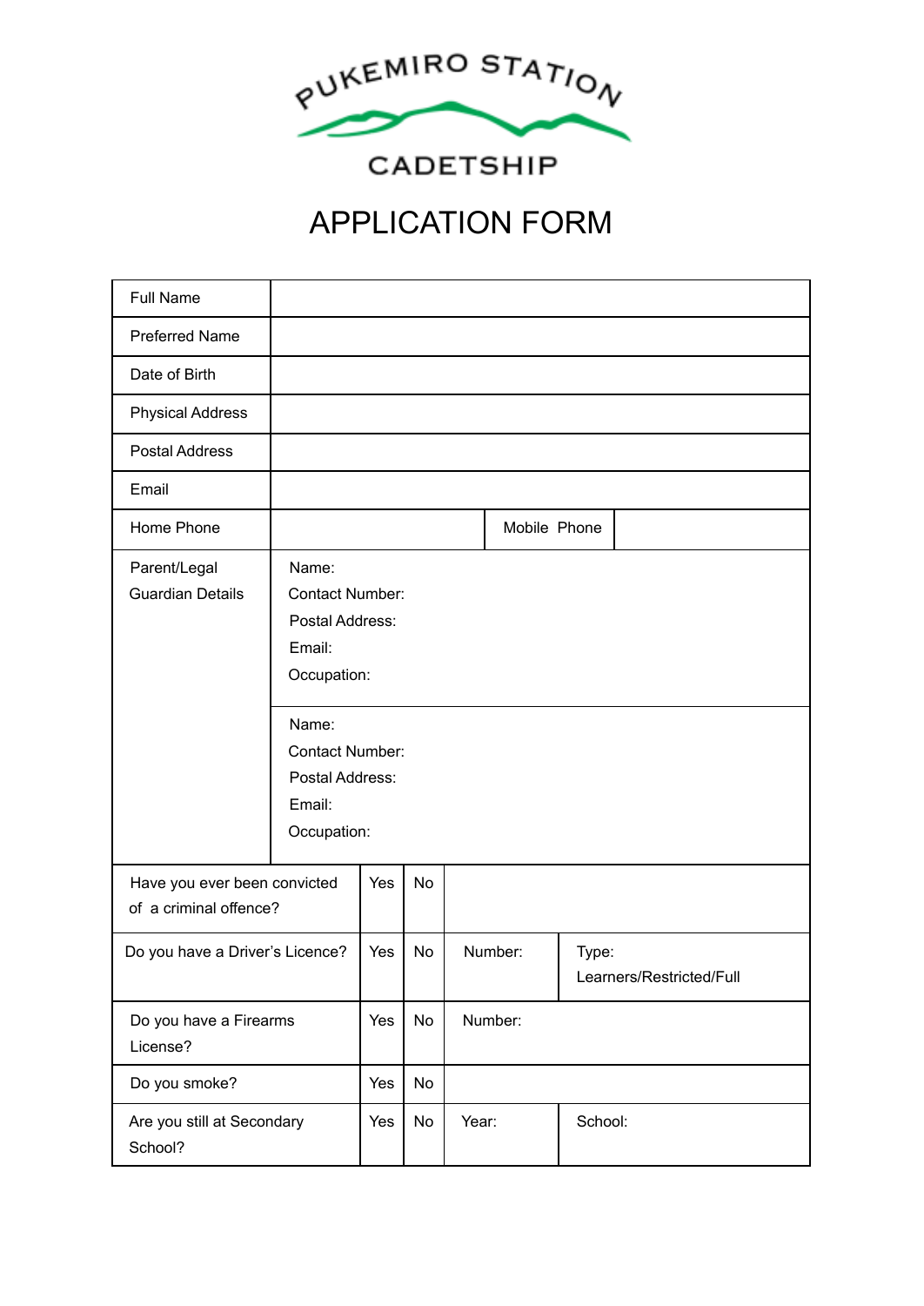PUKEMIRO STATION

CADETSHIP

# APPLICATION FORM

| Full Name | | | | |
|---|---|---|---|---|
| Preferred Name | | | | |
| Date of Birth | | | | |
| Physical Address | | | | |
| Postal Address | | | | |
| Email | | | | |
| Home Phone | | Mobile Phone | | |
| Parent/Legal Guardian Details | Name:<br>Contact Number:<br>Postal Address:<br>Email:<br>Occupation: | | | |
| | Name:<br>Contact Number:<br>Postal Address:<br>Email:<br>Occupation: | | | |

| | | | | |
|---|---|---|---|---|
| Have you ever been convicted of a criminal offence? | Yes | No | | |
| Do you have a Driver's Licence? | Yes | No | Number: | Type: Learners/Restricted/Full |
| Do you have a Firearms License? | Yes | No | Number: | |
| Do you smoke? | Yes | No | | |
| Are you still at Secondary School? | Yes | No | Year: | School: |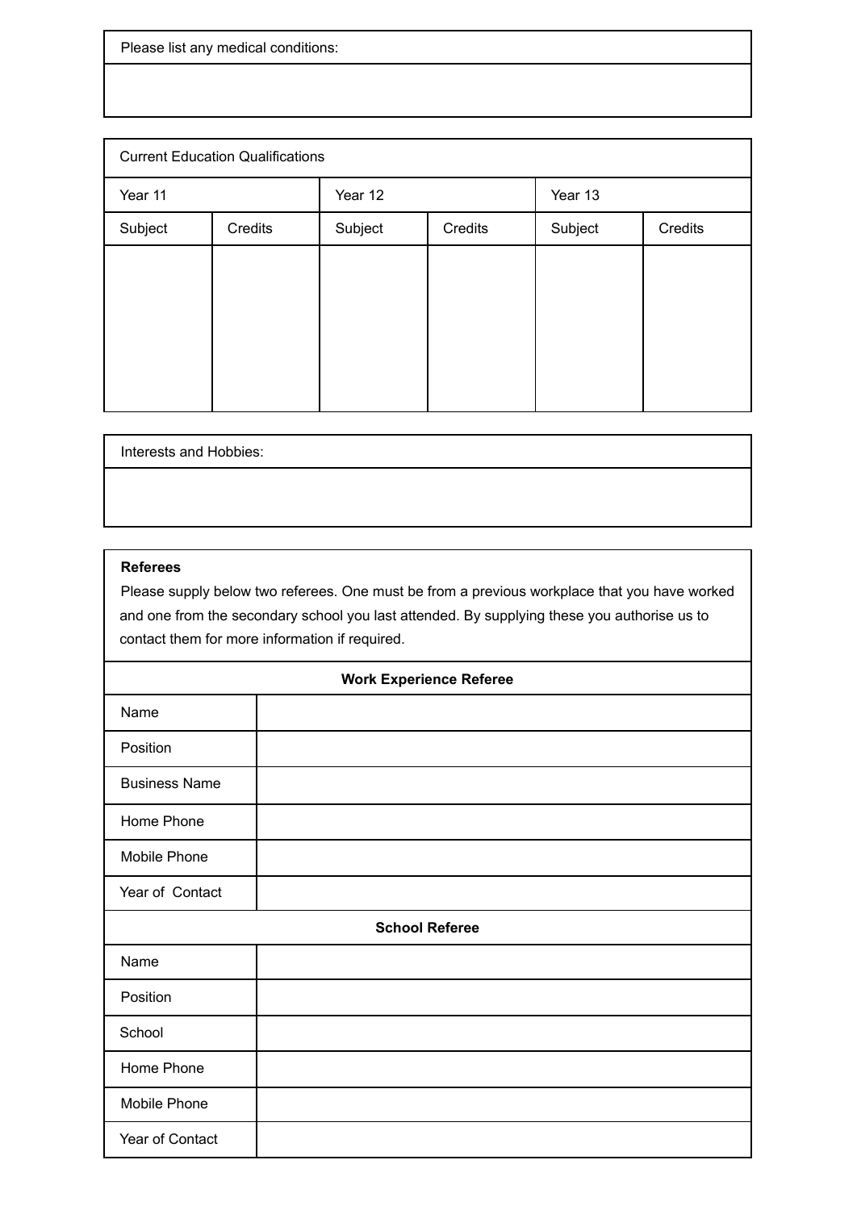| Please list any medical conditions: |
|---|
| |

| Current Education Qualifications | | | | | |
|---|---|---|---|---|---|
| Year 11 | | Year 12 | | Year 13 | |
| Subject | Credits | Subject | Credits | Subject | Credits |
| | | | | | |

| Interests and Hobbies: |
|---|
| |

**Referees**

Please supply below two referees. One must be from a previous workplace that you have worked and one from the secondary school you last attended. By supplying these you authorise us to contact them for more information if required.

| **Work Experience Referee** | |
|---|---|
| Name | |
| Position | |
| Business Name | |
| Home Phone | |
| Mobile Phone | |
| Year of Contact | |

| **School Referee** | |
|---|---|
| Name | |
| Position | |
| School | |
| Home Phone | |
| Mobile Phone | |
| Year of Contact | |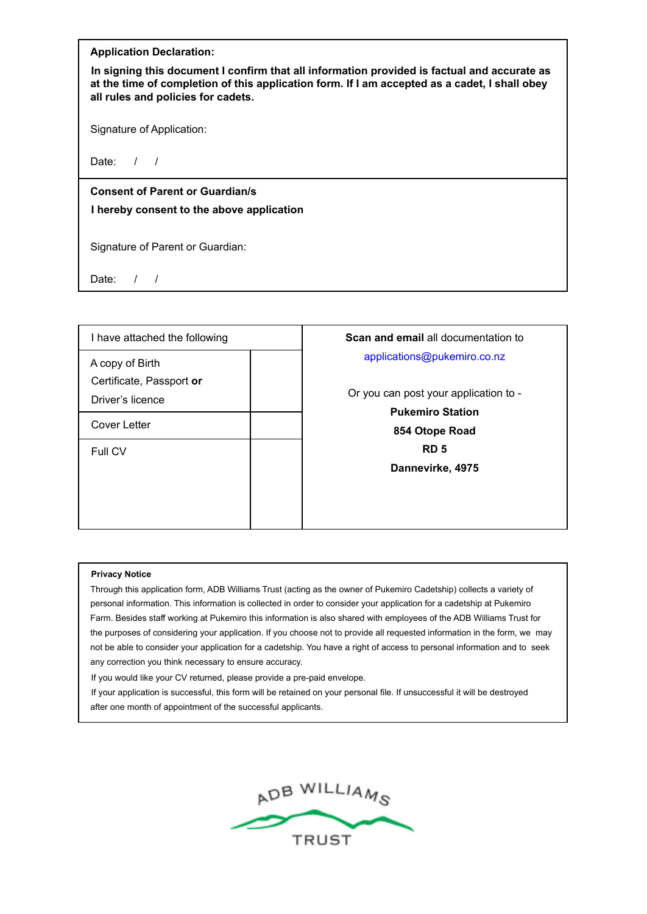**Application Declaration:**

**In signing this document I confirm that all information provided is factual and accurate as at the time of completion of this application form. If I am accepted as a cadet, I shall obey all rules and policies for cadets.**

Signature of Application:

Date: / /

**Consent of Parent or Guardian/s**

**I hereby consent to the above application**

Signature of Parent or Guardian:

Date: / /

| I have attached the following | | |
|---|---|---|
| A copy of Birth Certificate, Passport **or** Driver's licence | | |
| Cover Letter | | |
| Full CV | | |

**Scan and email** all documentation to
applications@pukemiro.co.nz

Or you can post your application to -
**Pukemiro Station**
**854 Otope Road**
**RD 5**
**Dannevirke, 4975**

**Privacy Notice**

Through this application form, ADB Williams Trust (acting as the owner of Pukemiro Cadetship) collects a variety of personal information. This information is collected in order to consider your application for a cadetship at Pukemiro Farm. Besides staff working at Pukemiro this information is also shared with employees of the ADB Williams Trust for the purposes of considering your application. If you choose not to provide all requested information in the form, we may not be able to consider your application for a cadetship. You have a right of access to personal information and to seek any correction you think necessary to ensure accuracy.

If you would like your CV returned, please provide a pre-paid envelope.

If your application is successful, this form will be retained on your personal file. If unsuccessful it will be destroyed after one month of appointment of the successful applicants.

ADB WILLIAMS TRUST